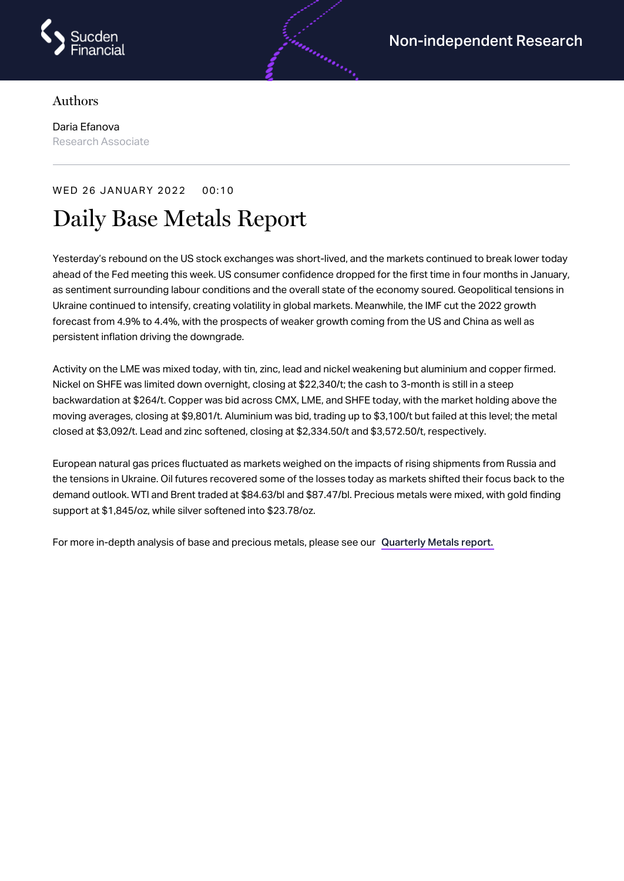Sucden Financial

Non-independent Research

Authors

Daria Efanova
Research Associate

WED 26 JANUARY 2022 00:10

# Daily Base Metals Report

Yesterday's rebound on the US stock exchanges was short-lived, and the markets continued to break lower today ahead of the Fed meeting this week. US consumer confidence dropped for the first time in four months in January, as sentiment surrounding labour conditions and the overall state of the economy soured. Geopolitical tensions in Ukraine continued to intensify, creating volatility in global markets. Meanwhile, the IMF cut the 2022 growth forecast from 4.9% to 4.4%, with the prospects of weaker growth coming from the US and China as well as persistent inflation driving the downgrade.

Activity on the LME was mixed today, with tin, zinc, lead and nickel weakening but aluminium and copper firmed. Nickel on SHFE was limited down overnight, closing at $22,340/t; the cash to 3-month is still in a steep backwardation at $264/t. Copper was bid across CMX, LME, and SHFE today, with the market holding above the moving averages, closing at $9,801/t. Aluminium was bid, trading up to $3,100/t but failed at this level; the metal closed at $3,092/t. Lead and zinc softened, closing at $2,334.50/t and $3,572.50/t, respectively.

European natural gas prices fluctuated as markets weighed on the impacts of rising shipments from Russia and the tensions in Ukraine. Oil futures recovered some of the losses today as markets shifted their focus back to the demand outlook. WTI and Brent traded at $84.63/bl and $87.47/bl. Precious metals were mixed, with gold finding support at $1,845/oz, while silver softened into $23.78/oz.

For more in-depth analysis of base and precious metals, please see our Quarterly Metals report.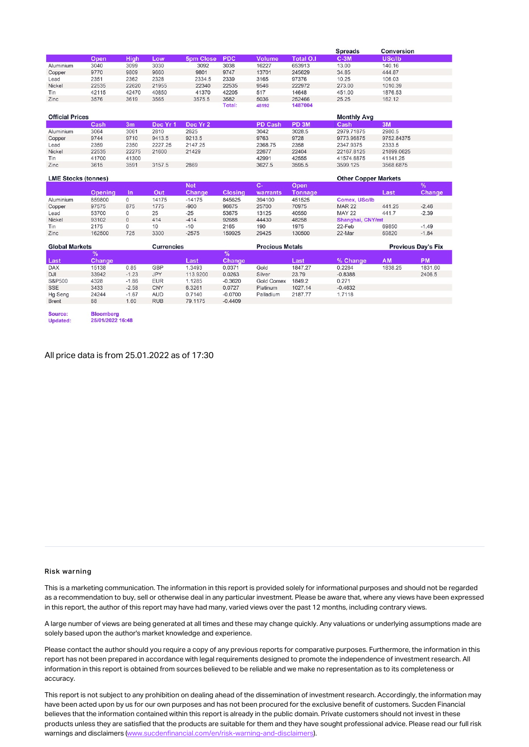| | Open | High | Low | 5pm Close | PDC | Volume | Total O.I | Spreads C-3M | Conversion USc/lb |
|---|---|---|---|---|---|---|---|---|---|
| Aluminium | 3040 | 3099 | 3030 | 3092 | 3038 | 16227 | 653913 | 13.00 | 140.16 |
| Copper | 9770 | 9809 | 9660 | 9801 | 9747 | 13701 | 245629 | 34.85 | 444.87 |
| Lead | 2351 | 2362 | 2328 | 2334.5 | 2339 | 3165 | 97376 | 10.25 | 106.03 |
| Nickel | 22535 | 22620 | 21955 | 22340 | 22535 | 9546 | 222972 | 273.00 | 1010.39 |
| Tin | 42115 | 42470 | 40850 | 41370 | 42205 | 517 | 14648 | 451.00 | 1876.53 |
| Zinc | 3576 | 3619 | 3565 | 3575.5 | 3582 | 5036 | 252466 | 25.25 | 162.12 |
| | | | | | Total: | 48192 | 1487004 | | |

**Official Prices**

| | Cash | 3m | Dec Yr 1 | Dec Yr 2 | PD Cash | PD 3M | Monthly Avg Cash | Monthly Avg 3M |
|---|---|---|---|---|---|---|---|---|
| Aluminium | 3064 | 3061 | 2810 | 2625 | 3042 | 3028.5 | 2979.71875 | 2980.5 |
| Copper | 9744 | 9710 | 9413.5 | 9213.5 | 9763 | 9728 | 9773.96875 | 9752.84375 |
| Lead | 2359 | 2350 | 2227.25 | 2147.25 | 2368.75 | 2358 | 2347.9375 | 2333.5 |
| Nickel | 22535 | 22275 | 21600 | 21429 | 22677 | 22404 | 22167.8125 | 21899.0625 |
| Tin | 41700 | 41300 | | | 42991 | 42555 | 41574.6875 | 41141.25 |
| Zinc | 3615 | 3591 | 3157.5 | 2869 | 3627.5 | 3595.5 | 3599.125 | 3568.6875 |

**LME Stocks (tonnes)**

| | Opening | In | Out | Net Change | Closing | C-warrants | Open Tonnage |
|---|---|---|---|---|---|---|---|
| Aluminium | 859800 | 0 | 14175 | -14175 | 845625 | 394100 | 451525 |
| Copper | 97575 | 875 | 1775 | -900 | 96675 | 25700 | 70975 |
| Lead | 53700 | 0 | 25 | -25 | 53675 | 13125 | 40550 |
| Nickel | 93102 | 0 | 414 | -414 | 92688 | 44430 | 48258 |
| Tin | 2175 | 0 | 10 | -10 | 2165 | 190 | 1975 |
| Zinc | 162500 | 725 | 3300 | -2575 | 159925 | 29425 | 130500 |

**Other Copper Markets**

| | Last | % Change |
|---|---|---|
| Comex, USc/lb | | |
| MAR 22 | 441.25 | -2.46 |
| MAY 22 | 441.7 | -2.39 |
| Shanghai, CNY/mt | | |
| 22-Feb | 69850 | -1.49 |
| 22-Mar | 69820 | -1.84 |

**Global Markets**

| | Last | % Change |
|---|---|---|
| DAX | 15138 | 0.85 |
| DJI | 33942 | -1.23 |
| S&P500 | 4328 | -1.86 |
| SSE | 3433 | -2.58 |
| Hg Seng | 24244 | -1.67 |
| Brent | 88 | 1.60 |

**Currencies**

| | Last | % Change |
|---|---|---|
| GBP | 1.3493 | 0.0371 |
| JPY | 113.9200 | 0.0263 |
| EUR | 1.1285 | -0.3620 |
| CNY | 6.3261 | 0.0727 |
| AUD | 0.7140 | -0.0700 |
| RUB | 79.1175 | -0.4409 |

**Precious Metals**

| | Last | % Change | Previous Day's Fix AM | Previous Day's Fix PM |
|---|---|---|---|---|
| Gold | 1847.27 | 0.2284 | 1838.25 | 1831.60 |
| Silver | 23.79 | -0.8388 | | 2406.5 |
| Gold Comex | 1849.2 | 0.271 | | |
| Platinum | 1027.14 | -0.4632 | | |
| Palladium | 2187.77 | 1.7118 | | |

**Source:** Bloomberg
**Updated:** 25/01/2022 16:48

All price data is from 25.01.2022 as of 17:30

### Risk warning

This is a marketing communication. The information in this report is provided solely for informational purposes and should not be regarded as a recommendation to buy, sell or otherwise deal in any particular investment. Please be aware that, where any views have been expressed in this report, the author of this report may have had many, varied views over the past 12 months, including contrary views.

A large number of views are being generated at all times and these may change quickly. Any valuations or underlying assumptions made are solely based upon the author's market knowledge and experience.

Please contact the author should you require a copy of any previous reports for comparative purposes. Furthermore, the information in this report has not been prepared in accordance with legal requirements designed to promote the independence of investment research. All information in this report is obtained from sources believed to be reliable and we make no representation as to its completeness or accuracy.

This report is not subject to any prohibition on dealing ahead of the dissemination of investment research. Accordingly, the information may have been acted upon by us for our own purposes and has not been procured for the exclusive benefit of customers. Sucden Financial believes that the information contained within this report is already in the public domain. Private customers should not invest in these products unless they are satisfied that the products are suitable for them and they have sought professional advice. Please read our full risk warnings and disclaimers (www.sucdenfinancial.com/en/risk-warning-and-disclaimers).